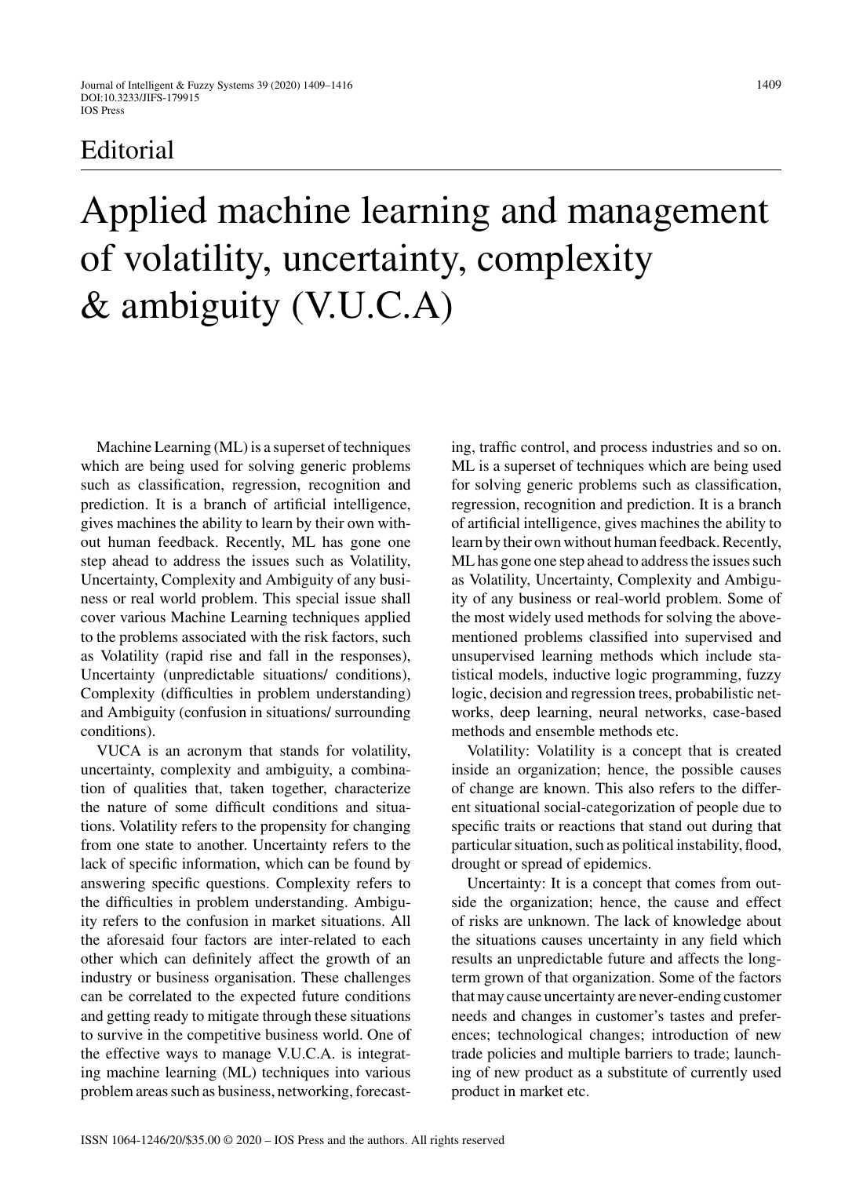Editorial

# Applied machine learning and management of volatility, uncertainty, complexity & ambiguity (V.U.C.A)

Machine Learning (ML) is a superset of techniques which are being used for solving generic problems such as classification, regression, recognition and prediction. It is a branch of artificial intelligence, gives machines the ability to learn by their own without human feedback. Recently, ML has gone one step ahead to address the issues such as Volatility, Uncertainty, Complexity and Ambiguity of any business or real world problem. This special issue shall cover various Machine Learning techniques applied to the problems associated with the risk factors, such as Volatility (rapid rise and fall in the responses), Uncertainty (unpredictable situations/ conditions), Complexity (difficulties in problem understanding) and Ambiguity (confusion in situations/ surrounding conditions).

VUCA is an acronym that stands for volatility, uncertainty, complexity and ambiguity, a combination of qualities that, taken together, characterize the nature of some difficult conditions and situations. Volatility refers to the propensity for changing from one state to another. Uncertainty refers to the lack of specific information, which can be found by answering specific questions. Complexity refers to the difficulties in problem understanding. Ambiguity refers to the confusion in market situations. All the aforesaid four factors are inter-related to each other which can definitely affect the growth of an industry or business organisation. These challenges can be correlated to the expected future conditions and getting ready to mitigate through these situations to survive in the competitive business world. One of the effective ways to manage V.U.C.A. is integrating machine learning (ML) techniques into various problem areas such as business, networking, forecasting, traffic control, and process industries and so on. ML is a superset of techniques which are being used for solving generic problems such as classification, regression, recognition and prediction. It is a branch of artificial intelligence, gives machines the ability to learn by their own without human feedback. Recently, ML has gone one step ahead to address the issues such as Volatility, Uncertainty, Complexity and Ambiguity of any business or real-world problem. Some of the most widely used methods for solving the above-mentioned problems classified into supervised and unsupervised learning methods which include statistical models, inductive logic programming, fuzzy logic, decision and regression trees, probabilistic networks, deep learning, neural networks, case-based methods and ensemble methods etc.

Volatility: Volatility is a concept that is created inside an organization; hence, the possible causes of change are known. This also refers to the different situational social-categorization of people due to specific traits or reactions that stand out during that particular situation, such as political instability, flood, drought or spread of epidemics.

Uncertainty: It is a concept that comes from outside the organization; hence, the cause and effect of risks are unknown. The lack of knowledge about the situations causes uncertainty in any field which results an unpredictable future and affects the long-term grown of that organization. Some of the factors that may cause uncertainty are never-ending customer needs and changes in customer's tastes and preferences; technological changes; introduction of new trade policies and multiple barriers to trade; launching of new product as a substitute of currently used product in market etc.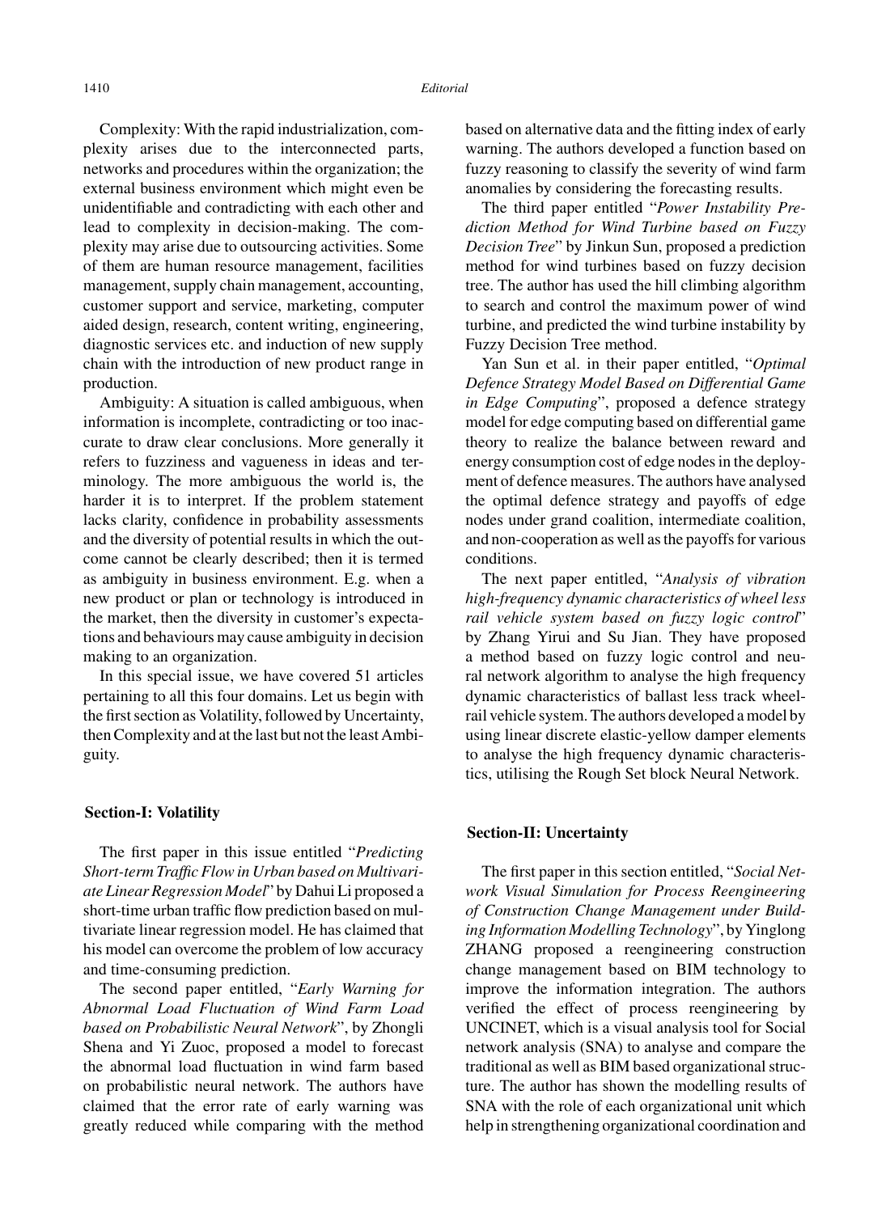Complexity: With the rapid industrialization, complexity arises due to the interconnected parts, networks and procedures within the organization; the external business environment which might even be unidentifiable and contradicting with each other and lead to complexity in decision-making. The complexity may arise due to outsourcing activities. Some of them are human resource management, facilities management, supply chain management, accounting, customer support and service, marketing, computer aided design, research, content writing, engineering, diagnostic services etc. and induction of new supply chain with the introduction of new product range in production.

Ambiguity: A situation is called ambiguous, when information is incomplete, contradicting or too inaccurate to draw clear conclusions. More generally it refers to fuzziness and vagueness in ideas and terminology. The more ambiguous the world is, the harder it is to interpret. If the problem statement lacks clarity, confidence in probability assessments and the diversity of potential results in which the outcome cannot be clearly described; then it is termed as ambiguity in business environment. E.g. when a new product or plan or technology is introduced in the market, then the diversity in customer's expectations and behaviours may cause ambiguity in decision making to an organization.

In this special issue, we have covered 51 articles pertaining to all this four domains. Let us begin with the first section as Volatility, followed by Uncertainty, then Complexity and at the last but not the least Ambiguity.

## Section-I: Volatility

The first paper in this issue entitled "*Predicting Short-term Traffic Flow in Urban based on Multivariate Linear Regression Model*" by Dahui Li proposed a short-time urban traffic flow prediction based on multivariate linear regression model. He has claimed that his model can overcome the problem of low accuracy and time-consuming prediction.

The second paper entitled, "*Early Warning for Abnormal Load Fluctuation of Wind Farm Load based on Probabilistic Neural Network*", by Zhongli Shena and Yi Zuoc, proposed a model to forecast the abnormal load fluctuation in wind farm based on probabilistic neural network. The authors have claimed that the error rate of early warning was greatly reduced while comparing with the method based on alternative data and the fitting index of early warning. The authors developed a function based on fuzzy reasoning to classify the severity of wind farm anomalies by considering the forecasting results.

The third paper entitled "*Power Instability Prediction Method for Wind Turbine based on Fuzzy Decision Tree*" by Jinkun Sun, proposed a prediction method for wind turbines based on fuzzy decision tree. The author has used the hill climbing algorithm to search and control the maximum power of wind turbine, and predicted the wind turbine instability by Fuzzy Decision Tree method.

Yan Sun et al. in their paper entitled, "*Optimal Defence Strategy Model Based on Differential Game in Edge Computing*", proposed a defence strategy model for edge computing based on differential game theory to realize the balance between reward and energy consumption cost of edge nodes in the deployment of defence measures. The authors have analysed the optimal defence strategy and payoffs of edge nodes under grand coalition, intermediate coalition, and non-cooperation as well as the payoffs for various conditions.

The next paper entitled, "*Analysis of vibration high-frequency dynamic characteristics of wheel less rail vehicle system based on fuzzy logic control*" by Zhang Yirui and Su Jian. They have proposed a method based on fuzzy logic control and neural network algorithm to analyse the high frequency dynamic characteristics of ballast less track wheel-rail vehicle system. The authors developed a model by using linear discrete elastic-yellow damper elements to analyse the high frequency dynamic characteristics, utilising the Rough Set block Neural Network.

## Section-II: Uncertainty

The first paper in this section entitled, "*Social Network Visual Simulation for Process Reengineering of Construction Change Management under Building Information Modelling Technology*", by Yinglong ZHANG proposed a reengineering construction change management based on BIM technology to improve the information integration. The authors verified the effect of process reengineering by UNCINET, which is a visual analysis tool for Social network analysis (SNA) to analyse and compare the traditional as well as BIM based organizational structure. The author has shown the modelling results of SNA with the role of each organizational unit which help in strengthening organizational coordination and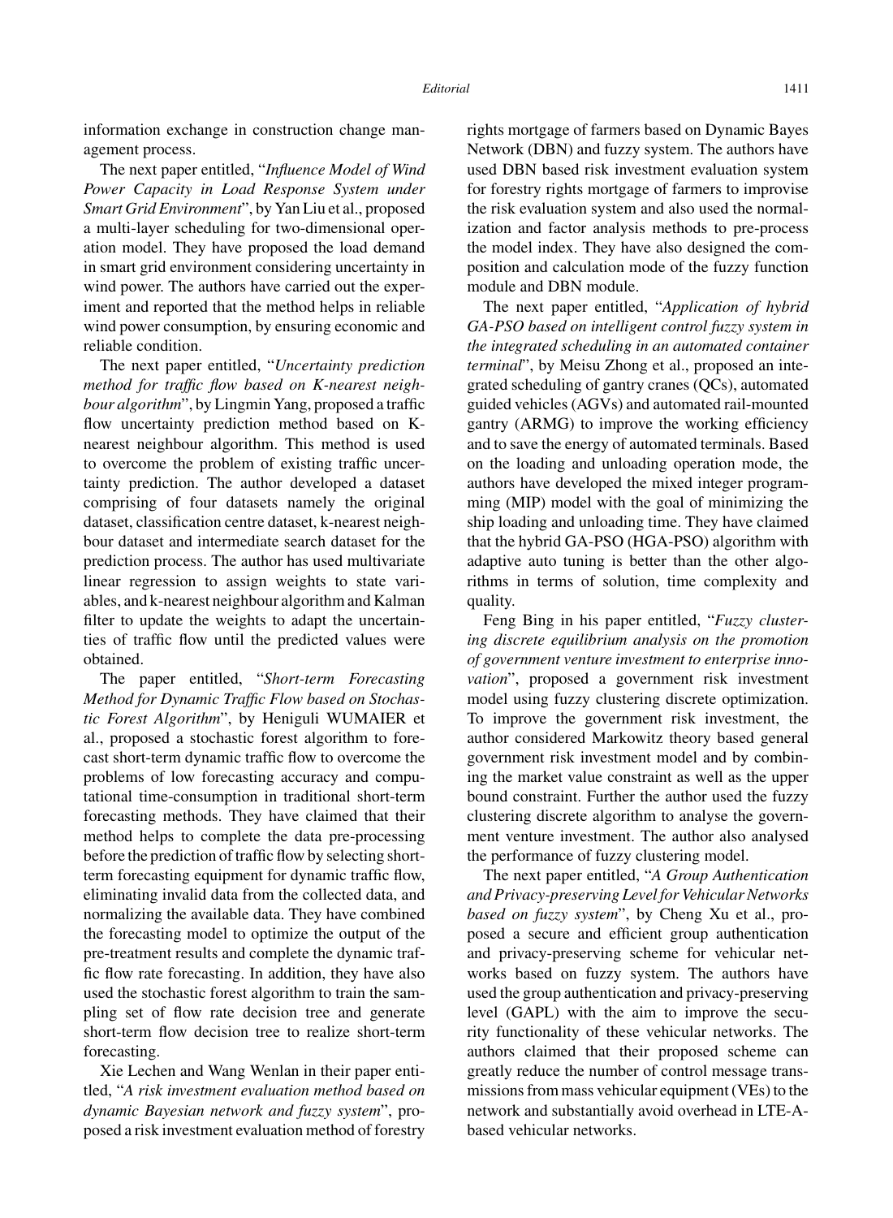information exchange in construction change management process.

The next paper entitled, "*Influence Model of Wind Power Capacity in Load Response System under Smart Grid Environment*", by Yan Liu et al., proposed a multi-layer scheduling for two-dimensional operation model. They have proposed the load demand in smart grid environment considering uncertainty in wind power. The authors have carried out the experiment and reported that the method helps in reliable wind power consumption, by ensuring economic and reliable condition.

The next paper entitled, "*Uncertainty prediction method for traffic flow based on K-nearest neighbour algorithm*", by Lingmin Yang, proposed a traffic flow uncertainty prediction method based on K-nearest neighbour algorithm. This method is used to overcome the problem of existing traffic uncertainty prediction. The author developed a dataset comprising of four datasets namely the original dataset, classification centre dataset, k-nearest neighbour dataset and intermediate search dataset for the prediction process. The author has used multivariate linear regression to assign weights to state variables, and k-nearest neighbour algorithm and Kalman filter to update the weights to adapt the uncertainties of traffic flow until the predicted values were obtained.

The paper entitled, "*Short-term Forecasting Method for Dynamic Traffic Flow based on Stochastic Forest Algorithm*", by Heniguli WUMAIER et al., proposed a stochastic forest algorithm to forecast short-term dynamic traffic flow to overcome the problems of low forecasting accuracy and computational time-consumption in traditional short-term forecasting methods. They have claimed that their method helps to complete the data pre-processing before the prediction of traffic flow by selecting short-term forecasting equipment for dynamic traffic flow, eliminating invalid data from the collected data, and normalizing the available data. They have combined the forecasting model to optimize the output of the pre-treatment results and complete the dynamic traffic flow rate forecasting. In addition, they have also used the stochastic forest algorithm to train the sampling set of flow rate decision tree and generate short-term flow decision tree to realize short-term forecasting.

Xie Lechen and Wang Wenlan in their paper entitled, "*A risk investment evaluation method based on dynamic Bayesian network and fuzzy system*", proposed a risk investment evaluation method of forestry rights mortgage of farmers based on Dynamic Bayes Network (DBN) and fuzzy system. The authors have used DBN based risk investment evaluation system for forestry rights mortgage of farmers to improvise the risk evaluation system and also used the normalization and factor analysis methods to pre-process the model index. They have also designed the composition and calculation mode of the fuzzy function module and DBN module.

The next paper entitled, "*Application of hybrid GA-PSO based on intelligent control fuzzy system in the integrated scheduling in an automated container terminal*", by Meisu Zhong et al., proposed an integrated scheduling of gantry cranes (QCs), automated guided vehicles (AGVs) and automated rail-mounted gantry (ARMG) to improve the working efficiency and to save the energy of automated terminals. Based on the loading and unloading operation mode, the authors have developed the mixed integer programming (MIP) model with the goal of minimizing the ship loading and unloading time. They have claimed that the hybrid GA-PSO (HGA-PSO) algorithm with adaptive auto tuning is better than the other algorithms in terms of solution, time complexity and quality.

Feng Bing in his paper entitled, "*Fuzzy clustering discrete equilibrium analysis on the promotion of government venture investment to enterprise innovation*", proposed a government risk investment model using fuzzy clustering discrete optimization. To improve the government risk investment, the author considered Markowitz theory based general government risk investment model and by combining the market value constraint as well as the upper bound constraint. Further the author used the fuzzy clustering discrete algorithm to analyse the government venture investment. The author also analysed the performance of fuzzy clustering model.

The next paper entitled, "*A Group Authentication and Privacy-preserving Level for Vehicular Networks based on fuzzy system*", by Cheng Xu et al., proposed a secure and efficient group authentication and privacy-preserving scheme for vehicular networks based on fuzzy system. The authors have used the group authentication and privacy-preserving level (GAPL) with the aim to improve the security functionality of these vehicular networks. The authors claimed that their proposed scheme can greatly reduce the number of control message transmissions from mass vehicular equipment (VEs) to the network and substantially avoid overhead in LTE-A-based vehicular networks.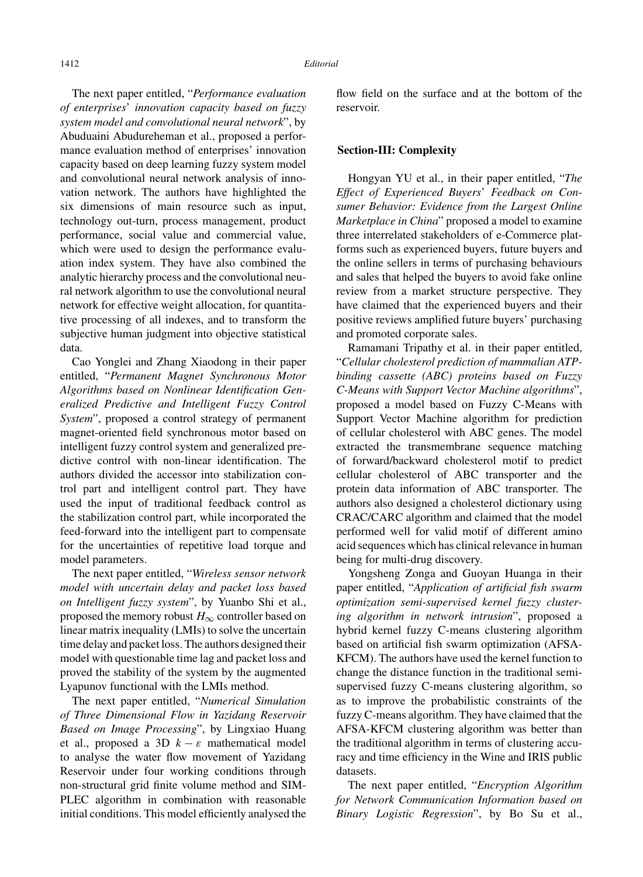The next paper entitled, "*Performance evaluation of enterprises' innovation capacity based on fuzzy system model and convolutional neural network*", by Abuduaini Abudureheman et al., proposed a performance evaluation method of enterprises' innovation capacity based on deep learning fuzzy system model and convolutional neural network analysis of innovation network. The authors have highlighted the six dimensions of main resource such as input, technology out-turn, process management, product performance, social value and commercial value, which were used to design the performance evaluation index system. They have also combined the analytic hierarchy process and the convolutional neural network algorithm to use the convolutional neural network for effective weight allocation, for quantitative processing of all indexes, and to transform the subjective human judgment into objective statistical data.

Cao Yonglei and Zhang Xiaodong in their paper entitled, "*Permanent Magnet Synchronous Motor Algorithms based on Nonlinear Identification Generalized Predictive and Intelligent Fuzzy Control System*", proposed a control strategy of permanent magnet-oriented field synchronous motor based on intelligent fuzzy control system and generalized predictive control with non-linear identification. The authors divided the accessor into stabilization control part and intelligent control part. They have used the input of traditional feedback control as the stabilization control part, while incorporated the feed-forward into the intelligent part to compensate for the uncertainties of repetitive load torque and model parameters.

The next paper entitled, "*Wireless sensor network model with uncertain delay and packet loss based on Intelligent fuzzy system*", by Yuanbo Shi et al., proposed the memory robust $H_{\infty}$ controller based on linear matrix inequality (LMIs) to solve the uncertain time delay and packet loss. The authors designed their model with questionable time lag and packet loss and proved the stability of the system by the augmented Lyapunov functional with the LMIs method.

The next paper entitled, "*Numerical Simulation of Three Dimensional Flow in Yazidang Reservoir Based on Image Processing*", by Lingxiao Huang et al., proposed a 3D $k - \varepsilon$ mathematical model to analyse the water flow movement of Yazidang Reservoir under four working conditions through non-structural grid finite volume method and SIMPLEC algorithm in combination with reasonable initial conditions. This model efficiently analysed the flow field on the surface and at the bottom of the reservoir.

## Section-III: Complexity

Hongyan YU et al., in their paper entitled, "*The Effect of Experienced Buyers' Feedback on Consumer Behavior: Evidence from the Largest Online Marketplace in China*" proposed a model to examine three interrelated stakeholders of e-Commerce platforms such as experienced buyers, future buyers and the online sellers in terms of purchasing behaviours and sales that helped the buyers to avoid fake online review from a market structure perspective. They have claimed that the experienced buyers and their positive reviews amplified future buyers' purchasing and promoted corporate sales.

Ramamani Tripathy et al. in their paper entitled, "*Cellular cholesterol prediction of mammalian ATP-binding cassette (ABC) proteins based on Fuzzy C-Means with Support Vector Machine algorithms*", proposed a model based on Fuzzy C-Means with Support Vector Machine algorithm for prediction of cellular cholesterol with ABC genes. The model extracted the transmembrane sequence matching of forward/backward cholesterol motif to predict cellular cholesterol of ABC transporter and the protein data information of ABC transporter. The authors also designed a cholesterol dictionary using CRAC/CARC algorithm and claimed that the model performed well for valid motif of different amino acid sequences which has clinical relevance in human being for multi-drug discovery.

Yongsheng Zonga and Guoyan Huanga in their paper entitled, "*Application of artificial fish swarm optimization semi-supervised kernel fuzzy clustering algorithm in network intrusion*", proposed a hybrid kernel fuzzy C-means clustering algorithm based on artificial fish swarm optimization (AFSA-KFCM). The authors have used the kernel function to change the distance function in the traditional semi-supervised fuzzy C-means clustering algorithm, so as to improve the probabilistic constraints of the fuzzy C-means algorithm. They have claimed that the AFSA-KFCM clustering algorithm was better than the traditional algorithm in terms of clustering accuracy and time efficiency in the Wine and IRIS public datasets.

The next paper entitled, "*Encryption Algorithm for Network Communication Information based on Binary Logistic Regression*", by Bo Su et al.,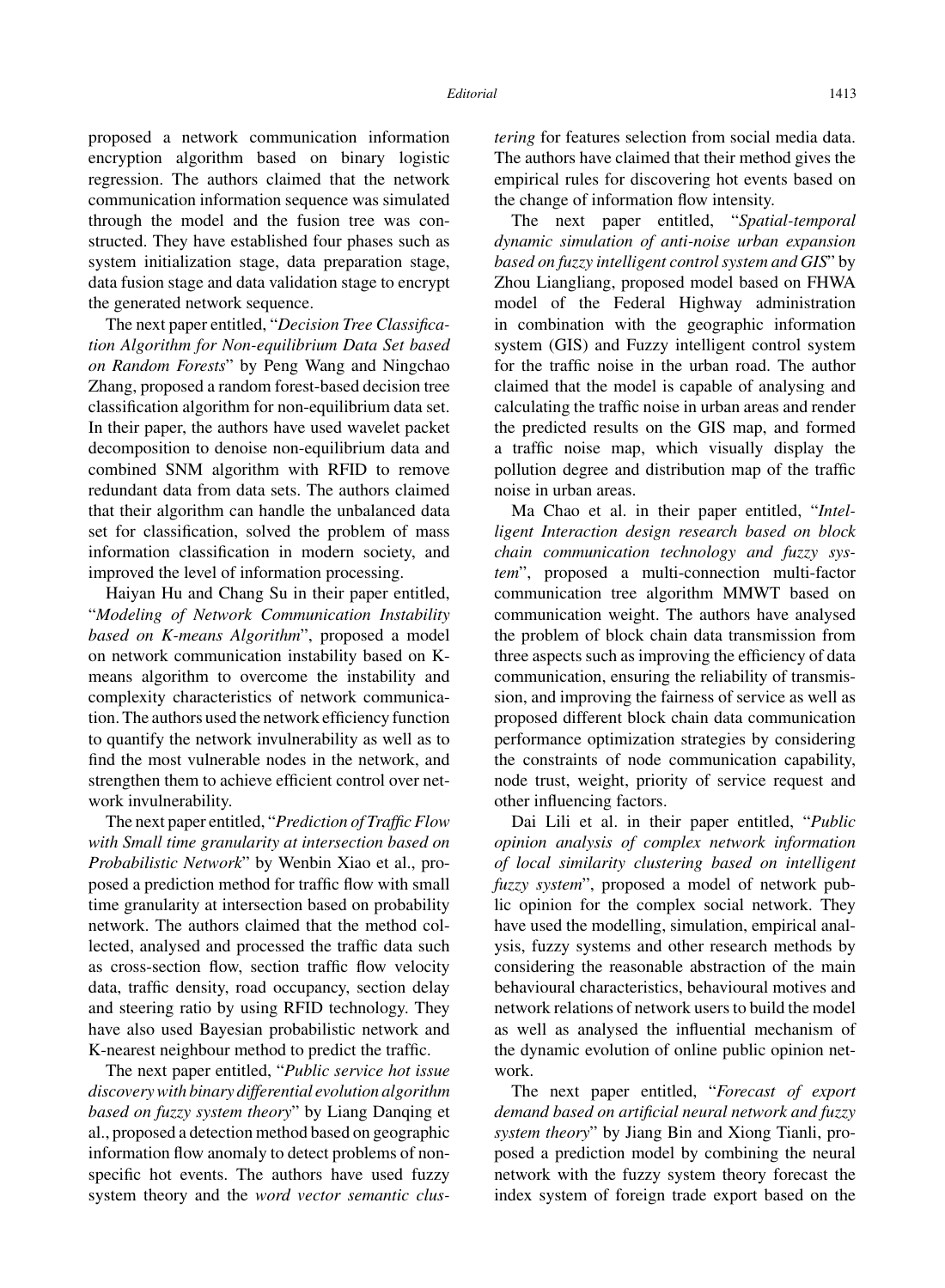proposed a network communication information encryption algorithm based on binary logistic regression. The authors claimed that the network communication information sequence was simulated through the model and the fusion tree was constructed. They have established four phases such as system initialization stage, data preparation stage, data fusion stage and data validation stage to encrypt the generated network sequence.

The next paper entitled, "*Decision Tree Classification Algorithm for Non-equilibrium Data Set based on Random Forests*" by Peng Wang and Ningchao Zhang, proposed a random forest-based decision tree classification algorithm for non-equilibrium data set. In their paper, the authors have used wavelet packet decomposition to denoise non-equilibrium data and combined SNM algorithm with RFID to remove redundant data from data sets. The authors claimed that their algorithm can handle the unbalanced data set for classification, solved the problem of mass information classification in modern society, and improved the level of information processing.

Haiyan Hu and Chang Su in their paper entitled, "*Modeling of Network Communication Instability based on K-means Algorithm*", proposed a model on network communication instability based on K-means algorithm to overcome the instability and complexity characteristics of network communication. The authors used the network efficiency function to quantify the network invulnerability as well as to find the most vulnerable nodes in the network, and strengthen them to achieve efficient control over network invulnerability.

The next paper entitled, "*Prediction of Traffic Flow with Small time granularity at intersection based on Probabilistic Network*" by Wenbin Xiao et al., proposed a prediction method for traffic flow with small time granularity at intersection based on probability network. The authors claimed that the method collected, analysed and processed the traffic data such as cross-section flow, section traffic flow velocity data, traffic density, road occupancy, section delay and steering ratio by using RFID technology. They have also used Bayesian probabilistic network and K-nearest neighbour method to predict the traffic.

The next paper entitled, "*Public service hot issue discovery with binary differential evolution algorithm based on fuzzy system theory*" by Liang Danqing et al., proposed a detection method based on geographic information flow anomaly to detect problems of non-specific hot events. The authors have used fuzzy system theory and the *word vector semantic clustering* for features selection from social media data. The authors have claimed that their method gives the empirical rules for discovering hot events based on the change of information flow intensity.

The next paper entitled, "*Spatial-temporal dynamic simulation of anti-noise urban expansion based on fuzzy intelligent control system and GIS*" by Zhou Liangliang, proposed model based on FHWA model of the Federal Highway administration in combination with the geographic information system (GIS) and Fuzzy intelligent control system for the traffic noise in the urban road. The author claimed that the model is capable of analysing and calculating the traffic noise in urban areas and render the predicted results on the GIS map, and formed a traffic noise map, which visually display the pollution degree and distribution map of the traffic noise in urban areas.

Ma Chao et al. in their paper entitled, "*Intelligent Interaction design research based on block chain communication technology and fuzzy system*", proposed a multi-connection multi-factor communication tree algorithm MMWT based on communication weight. The authors have analysed the problem of block chain data transmission from three aspects such as improving the efficiency of data communication, ensuring the reliability of transmission, and improving the fairness of service as well as proposed different block chain data communication performance optimization strategies by considering the constraints of node communication capability, node trust, weight, priority of service request and other influencing factors.

Dai Lili et al. in their paper entitled, "*Public opinion analysis of complex network information of local similarity clustering based on intelligent fuzzy system*", proposed a model of network public opinion for the complex social network. They have used the modelling, simulation, empirical analysis, fuzzy systems and other research methods by considering the reasonable abstraction of the main behavioural characteristics, behavioural motives and network relations of network users to build the model as well as analysed the influential mechanism of the dynamic evolution of online public opinion network.

The next paper entitled, "*Forecast of export demand based on artificial neural network and fuzzy system theory*" by Jiang Bin and Xiong Tianli, proposed a prediction model by combining the neural network with the fuzzy system theory forecast the index system of foreign trade export based on the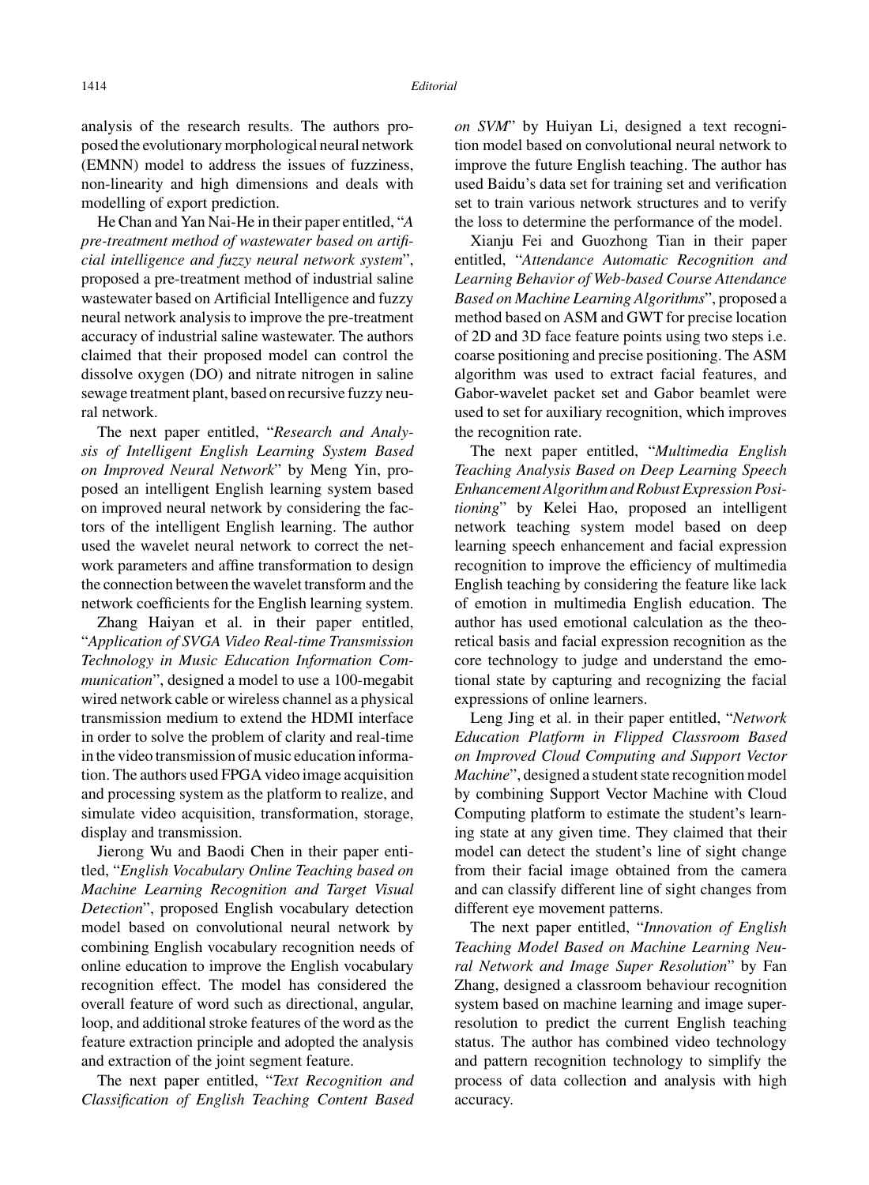analysis of the research results. The authors proposed the evolutionary morphological neural network (EMNN) model to address the issues of fuzziness, non-linearity and high dimensions and deals with modelling of export prediction.

He Chan and Yan Nai-He in their paper entitled, "*A pre-treatment method of wastewater based on artificial intelligence and fuzzy neural network system*", proposed a pre-treatment method of industrial saline wastewater based on Artificial Intelligence and fuzzy neural network analysis to improve the pre-treatment accuracy of industrial saline wastewater. The authors claimed that their proposed model can control the dissolve oxygen (DO) and nitrate nitrogen in saline sewage treatment plant, based on recursive fuzzy neural network.

The next paper entitled, "*Research and Analysis of Intelligent English Learning System Based on Improved Neural Network*" by Meng Yin, proposed an intelligent English learning system based on improved neural network by considering the factors of the intelligent English learning. The author used the wavelet neural network to correct the network parameters and affine transformation to design the connection between the wavelet transform and the network coefficients for the English learning system.

Zhang Haiyan et al. in their paper entitled, "*Application of SVGA Video Real-time Transmission Technology in Music Education Information Communication*", designed a model to use a 100-megabit wired network cable or wireless channel as a physical transmission medium to extend the HDMI interface in order to solve the problem of clarity and real-time in the video transmission of music education information. The authors used FPGA video image acquisition and processing system as the platform to realize, and simulate video acquisition, transformation, storage, display and transmission.

Jierong Wu and Baodi Chen in their paper entitled, "*English Vocabulary Online Teaching based on Machine Learning Recognition and Target Visual Detection*", proposed English vocabulary detection model based on convolutional neural network by combining English vocabulary recognition needs of online education to improve the English vocabulary recognition effect. The model has considered the overall feature of word such as directional, angular, loop, and additional stroke features of the word as the feature extraction principle and adopted the analysis and extraction of the joint segment feature.

The next paper entitled, "*Text Recognition and Classification of English Teaching Content Based on SVM*" by Huiyan Li, designed a text recognition model based on convolutional neural network to improve the future English teaching. The author has used Baidu's data set for training set and verification set to train various network structures and to verify the loss to determine the performance of the model.

Xianju Fei and Guozhong Tian in their paper entitled, "*Attendance Automatic Recognition and Learning Behavior of Web-based Course Attendance Based on Machine Learning Algorithms*", proposed a method based on ASM and GWT for precise location of 2D and 3D face feature points using two steps i.e. coarse positioning and precise positioning. The ASM algorithm was used to extract facial features, and Gabor-wavelet packet set and Gabor beamlet were used to set for auxiliary recognition, which improves the recognition rate.

The next paper entitled, "*Multimedia English Teaching Analysis Based on Deep Learning Speech Enhancement Algorithm and Robust Expression Positioning*" by Kelei Hao, proposed an intelligent network teaching system model based on deep learning speech enhancement and facial expression recognition to improve the efficiency of multimedia English teaching by considering the feature like lack of emotion in multimedia English education. The author has used emotional calculation as the theoretical basis and facial expression recognition as the core technology to judge and understand the emotional state by capturing and recognizing the facial expressions of online learners.

Leng Jing et al. in their paper entitled, "*Network Education Platform in Flipped Classroom Based on Improved Cloud Computing and Support Vector Machine*", designed a student state recognition model by combining Support Vector Machine with Cloud Computing platform to estimate the student's learning state at any given time. They claimed that their model can detect the student's line of sight change from their facial image obtained from the camera and can classify different line of sight changes from different eye movement patterns.

The next paper entitled, "*Innovation of English Teaching Model Based on Machine Learning Neural Network and Image Super Resolution*" by Fan Zhang, designed a classroom behaviour recognition system based on machine learning and image super-resolution to predict the current English teaching status. The author has combined video technology and pattern recognition technology to simplify the process of data collection and analysis with high accuracy.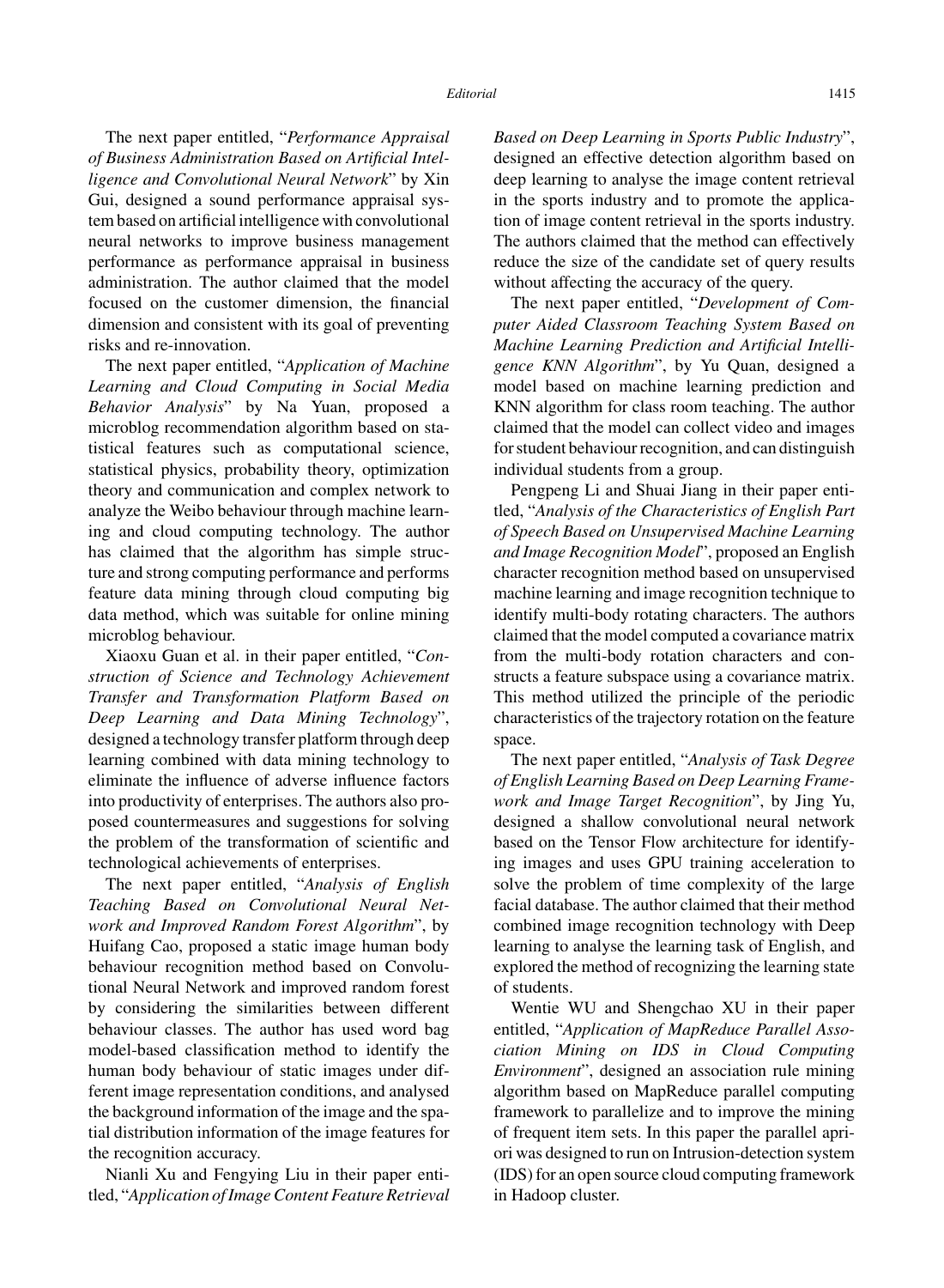The next paper entitled, "*Performance Appraisal of Business Administration Based on Artificial Intelligence and Convolutional Neural Network*" by Xin Gui, designed a sound performance appraisal system based on artificial intelligence with convolutional neural networks to improve business management performance as performance appraisal in business administration. The author claimed that the model focused on the customer dimension, the financial dimension and consistent with its goal of preventing risks and re-innovation.

The next paper entitled, "*Application of Machine Learning and Cloud Computing in Social Media Behavior Analysis*" by Na Yuan, proposed a microblog recommendation algorithm based on statistical features such as computational science, statistical physics, probability theory, optimization theory and communication and complex network to analyze the Weibo behaviour through machine learning and cloud computing technology. The author has claimed that the algorithm has simple structure and strong computing performance and performs feature data mining through cloud computing big data method, which was suitable for online mining microblog behaviour.

Xiaoxu Guan et al. in their paper entitled, "*Construction of Science and Technology Achievement Transfer and Transformation Platform Based on Deep Learning and Data Mining Technology*", designed a technology transfer platform through deep learning combined with data mining technology to eliminate the influence of adverse influence factors into productivity of enterprises. The authors also proposed countermeasures and suggestions for solving the problem of the transformation of scientific and technological achievements of enterprises.

The next paper entitled, "*Analysis of English Teaching Based on Convolutional Neural Network and Improved Random Forest Algorithm*", by Huifang Cao, proposed a static image human body behaviour recognition method based on Convolutional Neural Network and improved random forest by considering the similarities between different behaviour classes. The author has used word bag model-based classification method to identify the human body behaviour of static images under different image representation conditions, and analysed the background information of the image and the spatial distribution information of the image features for the recognition accuracy.

Nianli Xu and Fengying Liu in their paper entitled, "*Application of Image Content Feature Retrieval Based on Deep Learning in Sports Public Industry*", designed an effective detection algorithm based on deep learning to analyse the image content retrieval in the sports industry and to promote the application of image content retrieval in the sports industry. The authors claimed that the method can effectively reduce the size of the candidate set of query results without affecting the accuracy of the query.

The next paper entitled, "*Development of Computer Aided Classroom Teaching System Based on Machine Learning Prediction and Artificial Intelligence KNN Algorithm*", by Yu Quan, designed a model based on machine learning prediction and KNN algorithm for class room teaching. The author claimed that the model can collect video and images for student behaviour recognition, and can distinguish individual students from a group.

Pengpeng Li and Shuai Jiang in their paper entitled, "*Analysis of the Characteristics of English Part of Speech Based on Unsupervised Machine Learning and Image Recognition Model*", proposed an English character recognition method based on unsupervised machine learning and image recognition technique to identify multi-body rotating characters. The authors claimed that the model computed a covariance matrix from the multi-body rotation characters and constructs a feature subspace using a covariance matrix. This method utilized the principle of the periodic characteristics of the trajectory rotation on the feature space.

The next paper entitled, "*Analysis of Task Degree of English Learning Based on Deep Learning Framework and Image Target Recognition*", by Jing Yu, designed a shallow convolutional neural network based on the Tensor Flow architecture for identifying images and uses GPU training acceleration to solve the problem of time complexity of the large facial database. The author claimed that their method combined image recognition technology with Deep learning to analyse the learning task of English, and explored the method of recognizing the learning state of students.

Wentie WU and Shengchao XU in their paper entitled, "*Application of MapReduce Parallel Association Mining on IDS in Cloud Computing Environment*", designed an association rule mining algorithm based on MapReduce parallel computing framework to parallelize and to improve the mining of frequent item sets. In this paper the parallel apriori was designed to run on Intrusion-detection system (IDS) for an open source cloud computing framework in Hadoop cluster.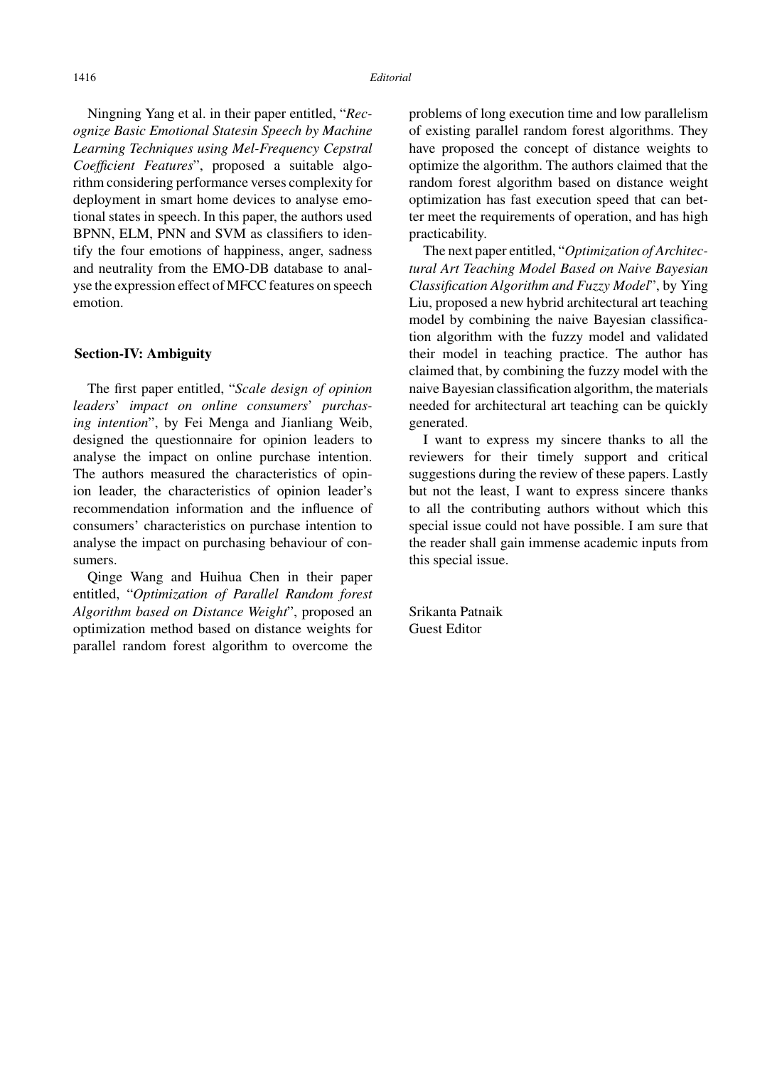Ningning Yang et al. in their paper entitled, "*Recognize Basic Emotional Statesin Speech by Machine Learning Techniques using Mel-Frequency Cepstral Coefficient Features*", proposed a suitable algorithm considering performance verses complexity for deployment in smart home devices to analyse emotional states in speech. In this paper, the authors used BPNN, ELM, PNN and SVM as classifiers to identify the four emotions of happiness, anger, sadness and neutrality from the EMO-DB database to analyse the expression effect of MFCC features on speech emotion.

### Section-IV: Ambiguity

The first paper entitled, "*Scale design of opinion leaders*' *impact on online consumers*' *purchasing intention*", by Fei Menga and Jianliang Weib, designed the questionnaire for opinion leaders to analyse the impact on online purchase intention. The authors measured the characteristics of opinion leader, the characteristics of opinion leader's recommendation information and the influence of consumers' characteristics on purchase intention to analyse the impact on purchasing behaviour of consumers.

Qinge Wang and Huihua Chen in their paper entitled, "*Optimization of Parallel Random forest Algorithm based on Distance Weight*", proposed an optimization method based on distance weights for parallel random forest algorithm to overcome the problems of long execution time and low parallelism of existing parallel random forest algorithms. They have proposed the concept of distance weights to optimize the algorithm. The authors claimed that the random forest algorithm based on distance weight optimization has fast execution speed that can better meet the requirements of operation, and has high practicability.

The next paper entitled, "*Optimization of Architectural Art Teaching Model Based on Naive Bayesian Classification Algorithm and Fuzzy Model*", by Ying Liu, proposed a new hybrid architectural art teaching model by combining the naive Bayesian classification algorithm with the fuzzy model and validated their model in teaching practice. The author has claimed that, by combining the fuzzy model with the naive Bayesian classification algorithm, the materials needed for architectural art teaching can be quickly generated.

I want to express my sincere thanks to all the reviewers for their timely support and critical suggestions during the review of these papers. Lastly but not the least, I want to express sincere thanks to all the contributing authors without which this special issue could not have possible. I am sure that the reader shall gain immense academic inputs from this special issue.

Srikanta Patnaik
Guest Editor